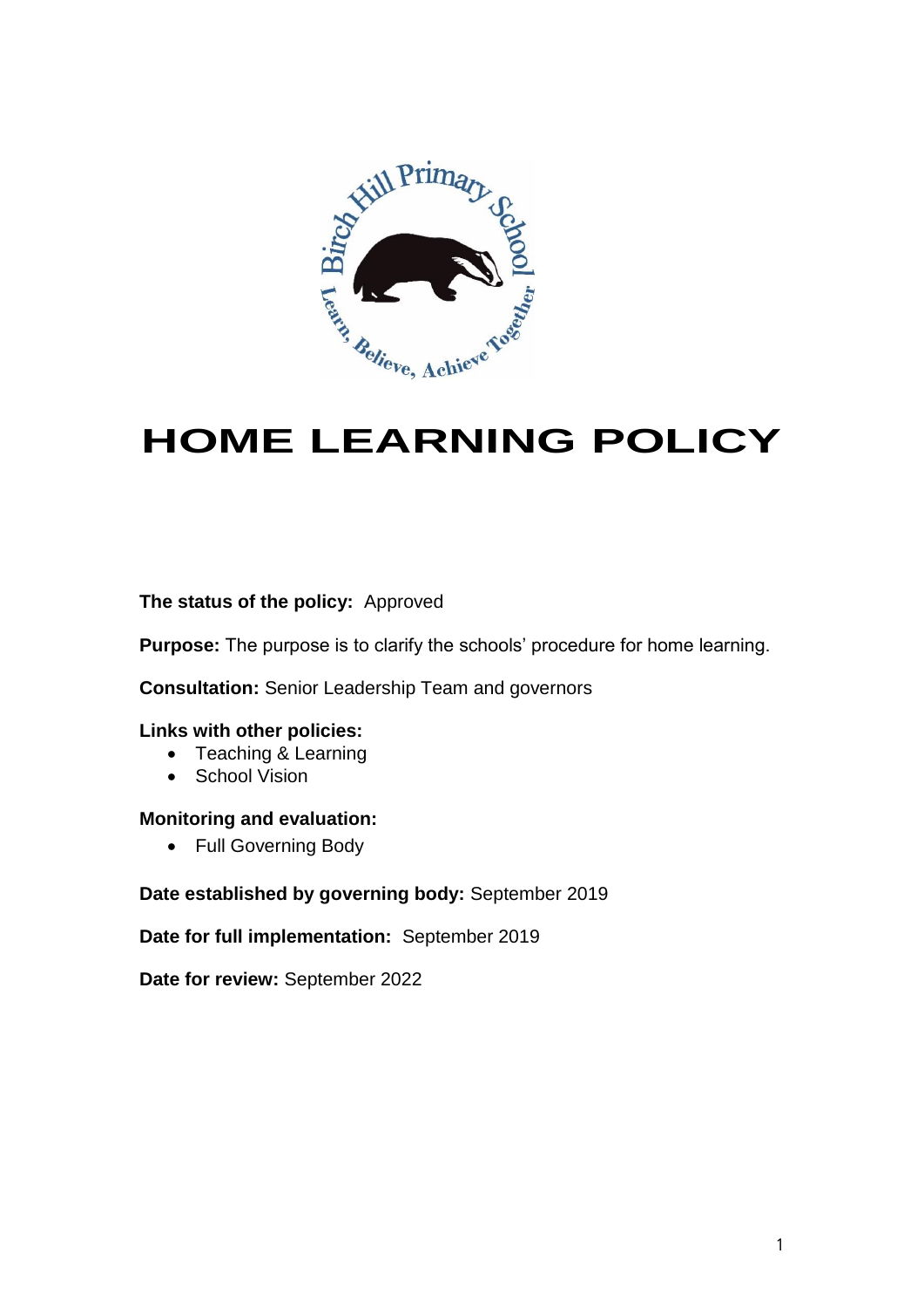# HOME LEARNING POLICY

**The status of the policy:** Approved

**Purpose:** The purpose is to clarify the schools' procedure for home learning.

**Consultation:** Senior Leadership Team and governors

**Links with other policies:**

- Teaching & Learning
- School Vision

**Monitoring and evaluation:**

- Full Governing Body

**Date established by governing body:** September 2019

**Date for full implementation:** September 2019

**Date for review:** September 2022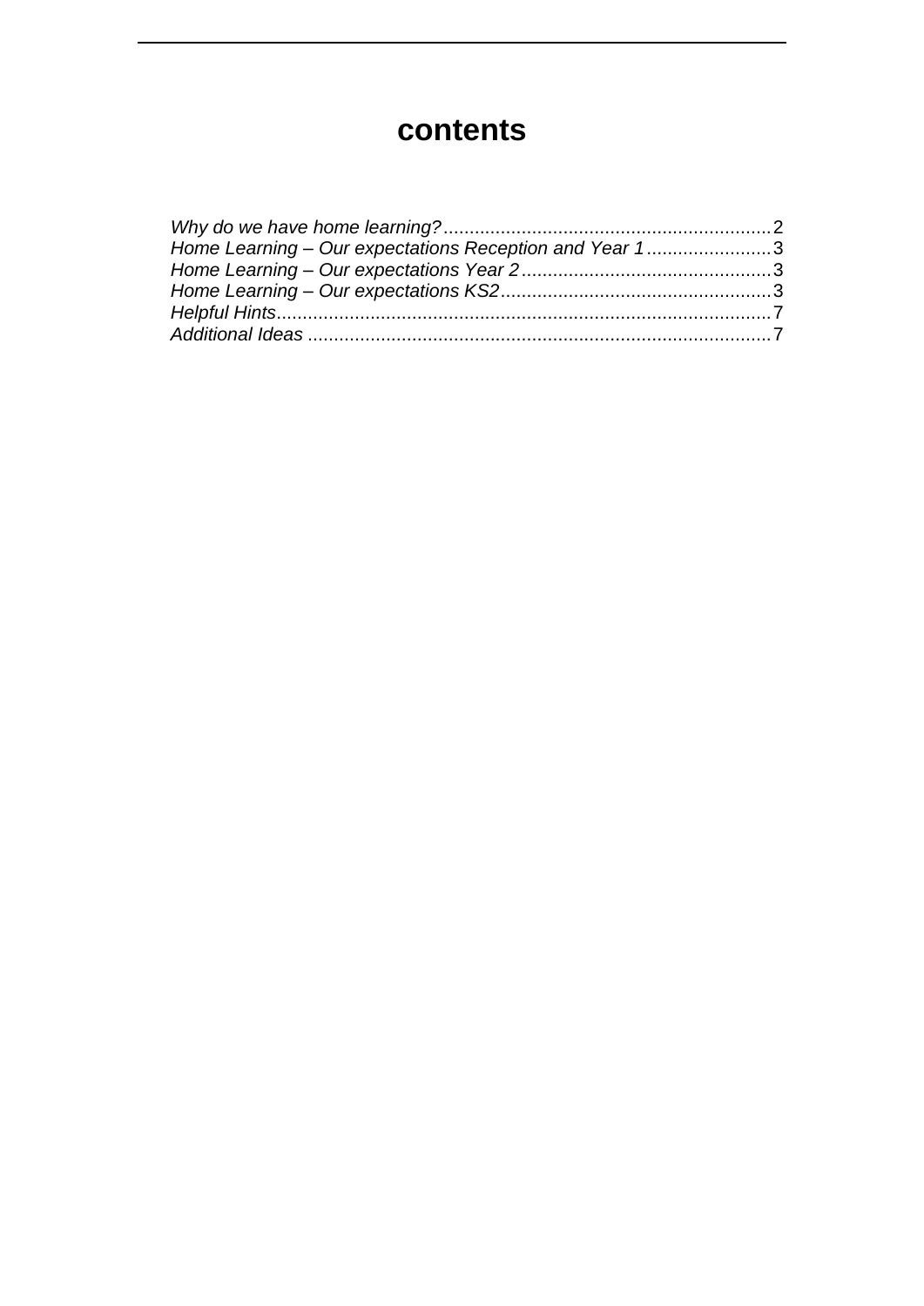# contents

*Why do we have home learning?* .............................................................. 2
*Home Learning – Our expectations Reception and Year 1* ........................ 3
*Home Learning – Our expectations Year 2* ................................................ 3
*Home Learning – Our expectations KS2* .................................................... 3
*Helpful Hints* .............................................................................................. 7
*Additional Ideas* ......................................................................................... 7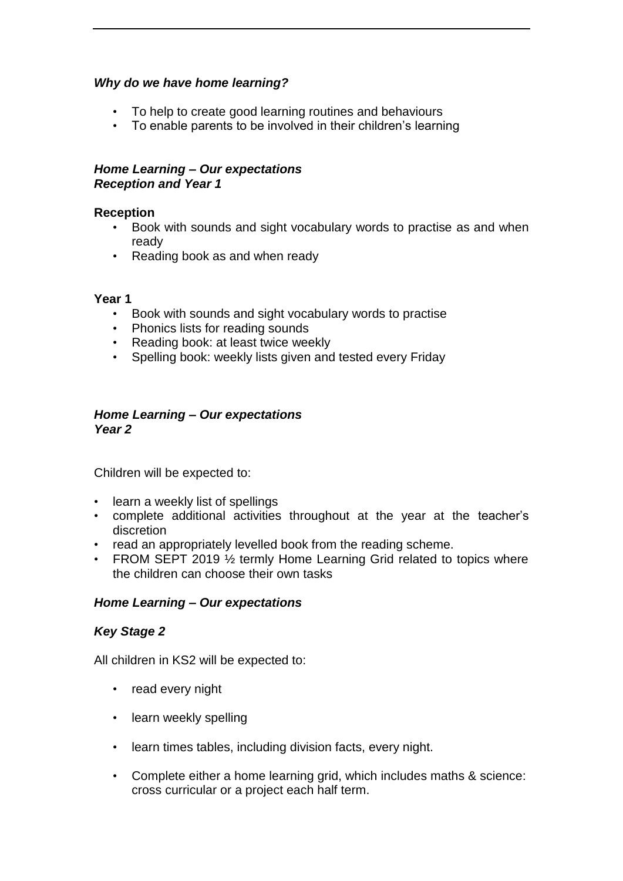***Why do we have home learning?***

- To help to create good learning routines and behaviours
- To enable parents to be involved in their children's learning

***Home Learning – Our expectations***
***Reception and Year 1***

**Reception**

- Book with sounds and sight vocabulary words to practise as and when ready
- Reading book as and when ready

**Year 1**

- Book with sounds and sight vocabulary words to practise
- Phonics lists for reading sounds
- Reading book: at least twice weekly
- Spelling book: weekly lists given and tested every Friday

***Home Learning – Our expectations***
***Year 2***

Children will be expected to:

- learn a weekly list of spellings
- complete additional activities throughout at the year at the teacher's discretion
- read an appropriately levelled book from the reading scheme.
- FROM SEPT 2019 ½ termly Home Learning Grid related to topics where the children can choose their own tasks

***Home Learning – Our expectations***

***Key Stage 2***

All children in KS2 will be expected to:

- read every night
- learn weekly spelling
- learn times tables, including division facts, every night.
- Complete either a home learning grid, which includes maths & science: cross curricular or a project each half term.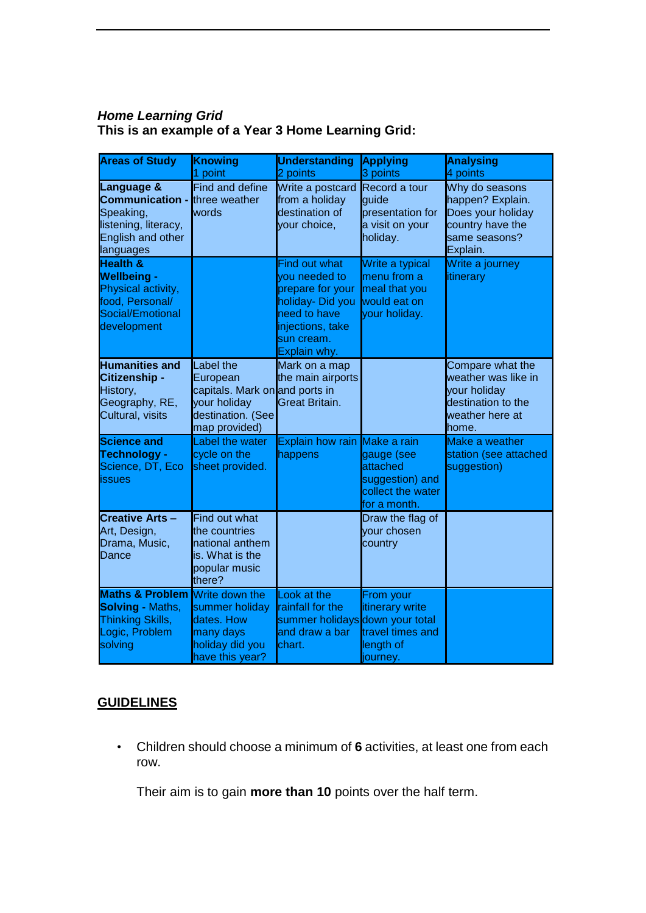***Home Learning Grid***
**This is an example of a Year 3 Home Learning Grid:**

| **Areas of Study** | **Knowing** 1 point | **Understanding** 2 points | **Applying** 3 points | **Analysing** 4 points |
|---|---|---|---|---|
| **Language & Communication -** Speaking, listening, literacy, English and other languages | Find and define three weather words | Write a postcard from a holiday destination of your choice, | Record a tour guide presentation for a visit on your holiday. | Why do seasons happen? Explain. Does your holiday country have the same seasons? Explain. |
| **Health & Wellbeing -** Physical activity, food, Personal/ Social/Emotional development | | Find out what you needed to prepare for your holiday- Did you need to have injections, take sun cream. Explain why. | Write a typical menu from a meal that you would eat on your holiday. | Write a journey itinerary |
| **Humanities and Citizenship -** History, Geography, RE, Cultural, visits | Label the European capitals. Mark on your holiday destination. (See map provided) | Mark on a map the main airports and ports in Great Britain. | | Compare what the weather was like in your holiday destination to the weather here at home. |
| **Science and Technology -** Science, DT, Eco issues | Label the water cycle on the sheet provided. | Explain how rain happens | Make a rain gauge (see attached suggestion) and collect the water for a month. | Make a weather station (see attached suggestion) |
| **Creative Arts –** Art, Design, Drama, Music, Dance | Find out what the countries national anthem is. What is the popular music there? | | Draw the flag of your chosen country | |
| **Maths & Problem Solving -** Maths, Thinking Skills, Logic, Problem solving | Write down the summer holiday dates. How many days holiday did you have this year? | Look at the rainfall for the summer holidays and draw a bar chart. | From your itinerary write down your total travel times and length of journey. | |

**<u>GUIDELINES</u>**

- Children should choose a minimum of **6** activities, at least one from each row.

  Their aim is to gain **more than 10** points over the half term.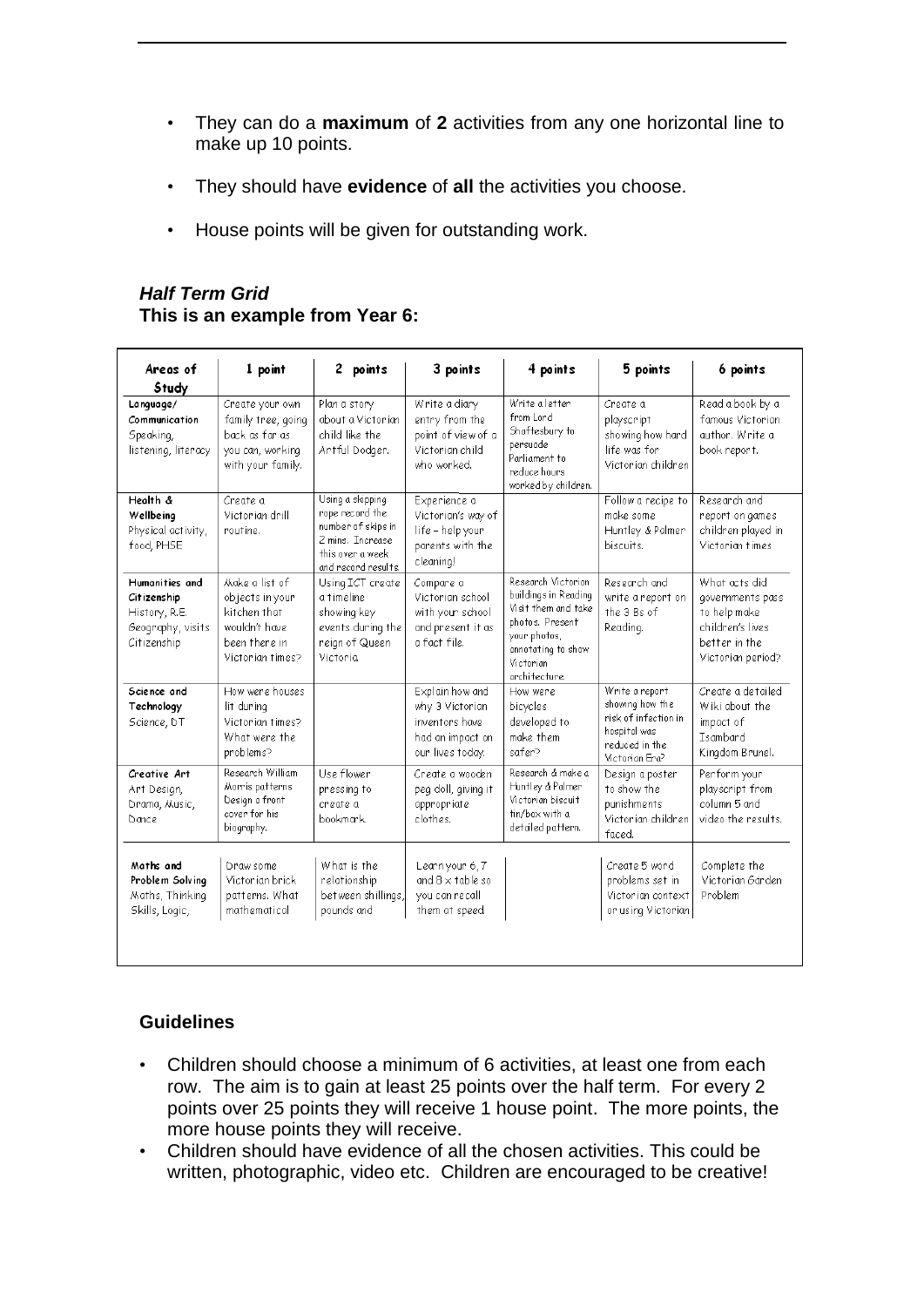- They can do a **maximum** of **2** activities from any one horizontal line to make up 10 points.
- They should have **evidence** of **all** the activities you choose.
- House points will be given for outstanding work.

***Half Term Grid***
**This is an example from Year 6:**

| Areas of Study | 1 point | 2 points | 3 points | 4 points | 5 points | 6 points |
|---|---|---|---|---|---|---|
| **Language/ Communication** Speaking, listening, literacy | Create your own family tree, going back as far as you can, working with your family. | Plan a story about a Victorian child like the Artful Dodger. | Write a diary entry from the point of view of a Victorian child who worked. | Write a letter from Lord Shaftesbury to persuade Parliament to reduce hours worked by children. | Create a playscript showing how hard life was for Victorian children | Read a book by a famous Victorian author. Write a book report. |
| **Health & Wellbeing** Physical activity, food, PHSE | Create a Victorian drill routine. | Using a skipping rope record the number of skips in 2 mins. Increase this over a week and record results. | Experience a Victorian's way of life – help your parents with the cleaning! | | Follow a recipe to make some Huntley & Palmer biscuits. | Research and report on games children played in Victorian times |
| **Humanities and Citizenship** History, R.E. Geography, visits Citizenship | Make a list of objects in your kitchen that wouldn't have been there in Victorian times? | Using ICT create a timeline showing key events during the reign of Queen Victoria. | Compare a Victorian school with your school and present it as a fact file. | Research Victorian buildings in Reading Visit them and take photos. Present your photos, annotating to show Victorian architecture. | Research and write a report on the 3 Bs of Reading. | What acts did governments pass to help make children's lives better in the Victorian period? |
| **Science and Technology** Science, DT | How were houses lit during Victorian times? What were the problems? | | Explain how and why 3 Victorian inventors have had an impact on our lives today. | How were bicycles developed to make them safer? | Write a report showing how the risk of infection in hospital was reduced in the Victorian Era? | Create a detailed Wiki about the impact of Isambard Kingdom Brunel. |
| **Creative Art** Art Design, Drama, Music, Dance | Research William Morris patterns Design a front cover for his biography. | Use flower pressing to create a bookmark. | Create a wooden peg doll, giving it appropriate clothes. | Research & make a Huntley & Palmer Victorian biscuit tin/box with a detailed pattern. | Design a poster to show the punishments Victorian children faced. | Perform your playscript from column 5 and video the results. |
| **Maths and Problem Solving** Maths, Thinking Skills, Logic, | Draw some Victorian brick patterns. What mathematical | What is the relationship between shillings, pounds and | Learn your 6, 7 and 8 x table so you can recall them at speed | | Create 5 word problems set in Victorian context or using Victorian | Complete the Victorian Garden Problem |

**Guidelines**

- Children should choose a minimum of 6 activities, at least one from each row. The aim is to gain at least 25 points over the half term. For every 2 points over 25 points they will receive 1 house point. The more points, the more house points they will receive.
- Children should have evidence of all the chosen activities. This could be written, photographic, video etc. Children are encouraged to be creative!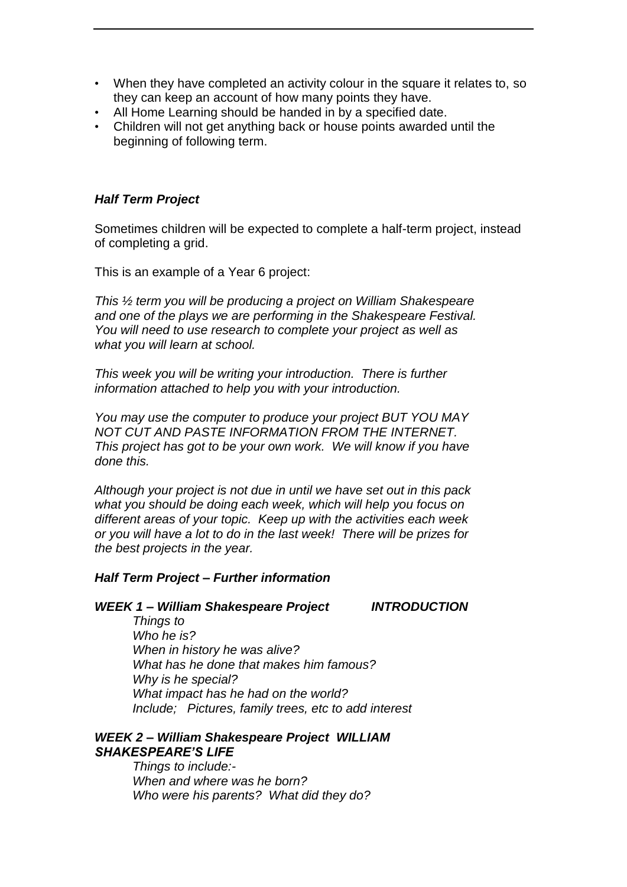- When they have completed an activity colour in the square it relates to, so they can keep an account of how many points they have.
- All Home Learning should be handed in by a specified date.
- Children will not get anything back or house points awarded until the beginning of following term.

### *Half Term Project*

Sometimes children will be expected to complete a half-term project, instead of completing a grid.

This is an example of a Year 6 project:

*This ½ term you will be producing a project on William Shakespeare and one of the plays we are performing in the Shakespeare Festival. You will need to use research to complete your project as well as what you will learn at school.*

*This week you will be writing your introduction. There is further information attached to help you with your introduction.*

*You may use the computer to produce your project BUT YOU MAY NOT CUT AND PASTE INFORMATION FROM THE INTERNET. This project has got to be your own work. We will know if you have done this.*

*Although your project is not due in until we have set out in this pack what you should be doing each week, which will help you focus on different areas of your topic. Keep up with the activities each week or you will have a lot to do in the last week! There will be prizes for the best projects in the year.*

### *Half Term Project – Further information*

***WEEK 1 – William Shakespeare Project INTRODUCTION***

*Things to*
*Who he is?*
*When in history he was alive?*
*What has he done that makes him famous?*
*Why is he special?*
*What impact has he had on the world?*
*Include; Pictures, family trees, etc to add interest*

***WEEK 2 – William Shakespeare Project WILLIAM SHAKESPEARE'S LIFE***

*Things to include:-*
*When and where was he born?*
*Who were his parents? What did they do?*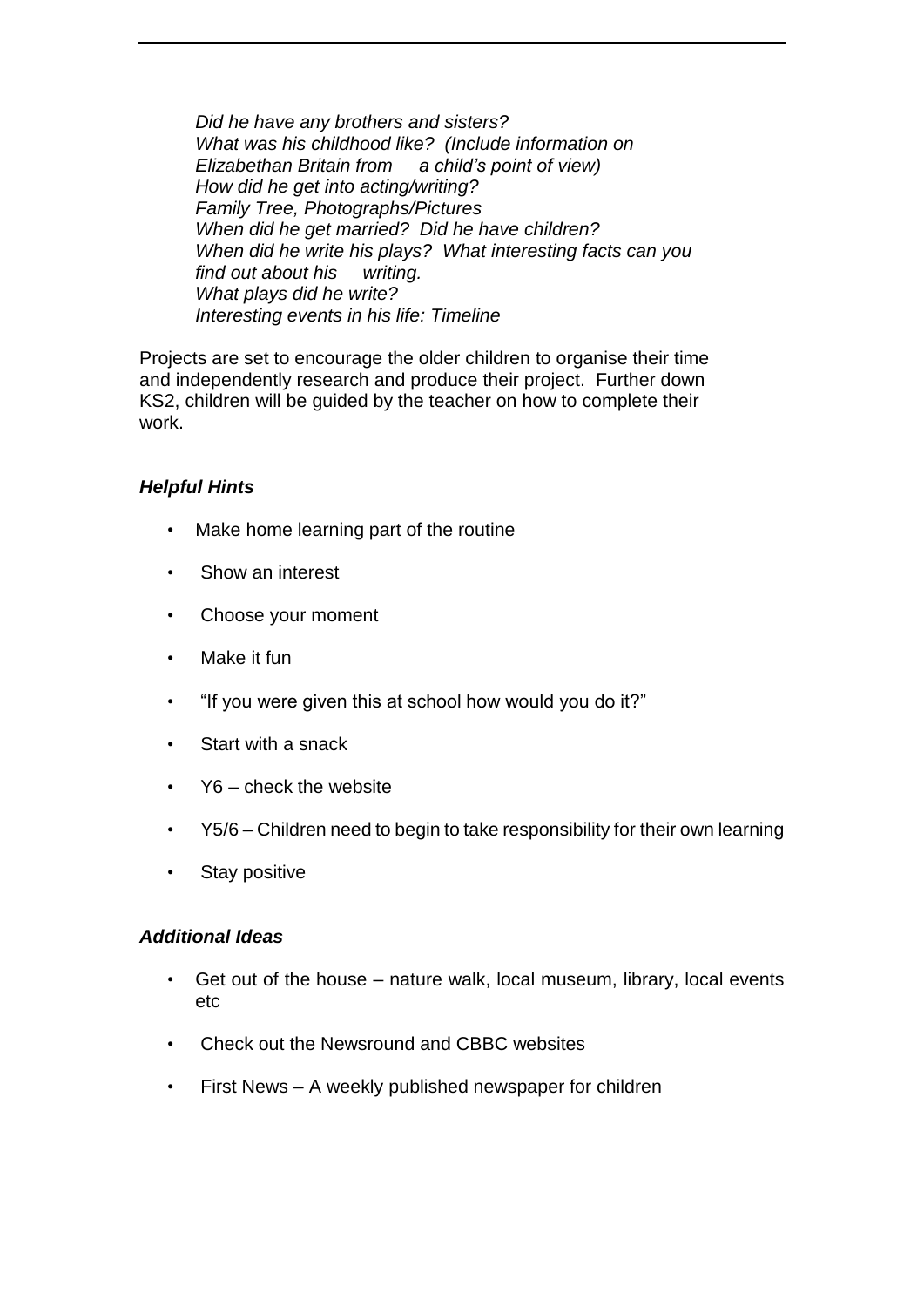*Did he have any brothers and sisters?*
*What was his childhood like? (Include information on Elizabethan Britain from a child's point of view)*
*How did he get into acting/writing?*
*Family Tree, Photographs/Pictures*
*When did he get married? Did he have children?*
*When did he write his plays? What interesting facts can you find out about his writing.*
*What plays did he write?*
*Interesting events in his life: Timeline*

Projects are set to encourage the older children to organise their time and independently research and produce their project. Further down KS2, children will be guided by the teacher on how to complete their work.

### *Helpful Hints*

- Make home learning part of the routine
- Show an interest
- Choose your moment
- Make it fun
- "If you were given this at school how would you do it?"
- Start with a snack
- Y6 – check the website
- Y5/6 – Children need to begin to take responsibility for their own learning
- Stay positive

### *Additional Ideas*

- Get out of the house – nature walk, local museum, library, local events etc
- Check out the Newsround and CBBC websites
- First News – A weekly published newspaper for children